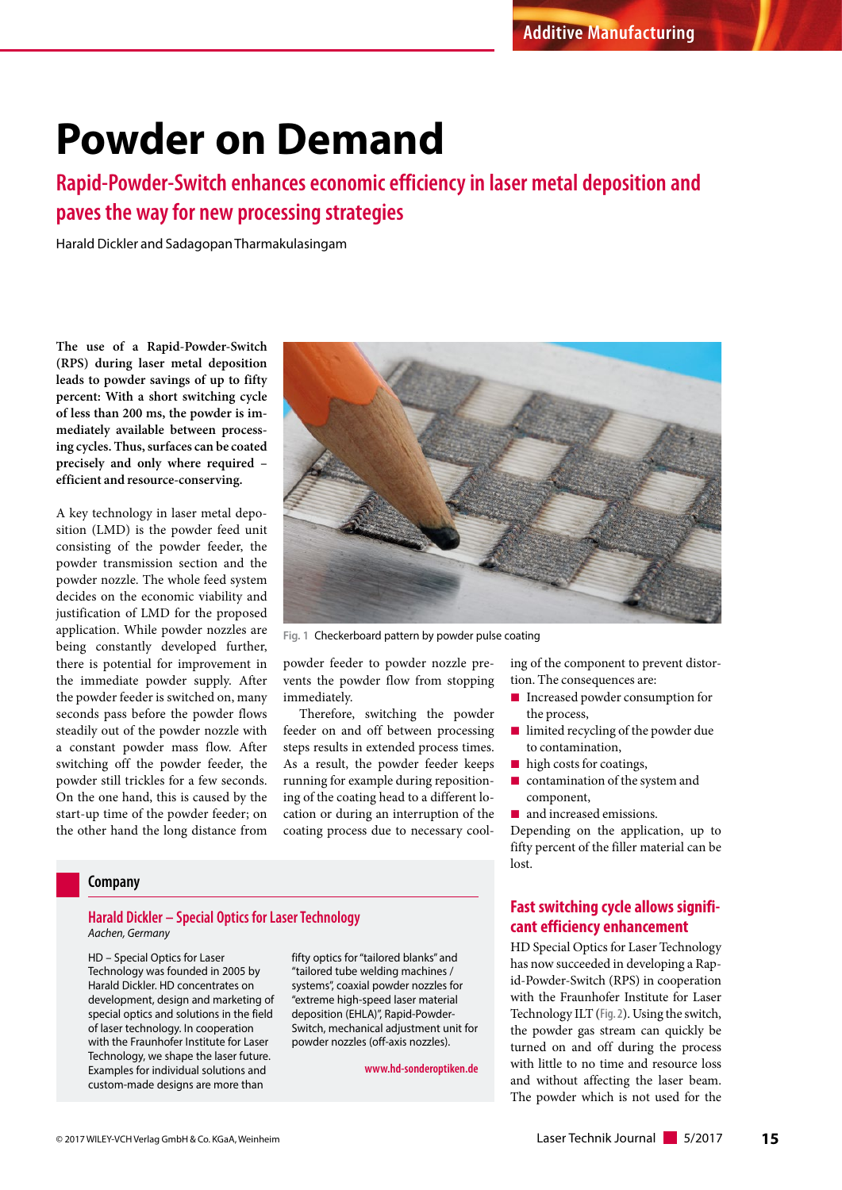# Powder on Demand

## Rapid-Powder-Switch enhances economic efficiency in laser metal deposition and paves the way for new processing strategies

Harald Dickler and Sadagopan Tharmakulasingam

**The use of a Rapid-Powder-Switch (RPS) during laser metal deposition leads to powder savings of up to fifty percent: With a short switching cycle of less than 200 ms, the powder is immediately available between processing cycles. Thus, surfaces can be coated precisely and only where required – efficient and resource-conserving.**

A key technology in laser metal deposition (LMD) is the powder feed unit consisting of the powder feeder, the powder transmission section and the powder nozzle. The whole feed system decides on the economic viability and justification of LMD for the proposed application. While powder nozzles are being constantly developed further, there is potential for improvement in the immediate powder supply. After the powder feeder is switched on, many seconds pass before the powder flows steadily out of the powder nozzle with a constant powder mass flow. After switching off the powder feeder, the powder still trickles for a few seconds. On the one hand, this is caused by the start-up time of the powder feeder; on the other hand the long distance from powder feeder to powder nozzle prevents the powder flow from stopping immediately.

Fig. 1 Checkerboard pattern by powder pulse coating

Therefore, switching the powder feeder on and off between processing steps results in extended process times. As a result, the powder feeder keeps running for example during repositioning of the coating head to a different location or during an interruption of the coating process due to necessary cooling of the component to prevent distortion. The consequences are:

- Increased powder consumption for the process,
- limited recycling of the powder due to contamination,
- high costs for coatings,
- contamination of the system and component,
- and increased emissions.

Depending on the application, up to fifty percent of the filler material can be lost.

### Fast switching cycle allows significant efficiency enhancement

HD Special Optics for Laser Technology has now succeeded in developing a Rapid-Powder-Switch (RPS) in cooperation with the Fraunhofer Institute for Laser Technology ILT (Fig. 2). Using the switch, the powder gas stream can quickly be turned on and off during the process with little to no time and resource loss and without affecting the laser beam. The powder which is not used for the

---

**Company**

**Harald Dickler – Special Optics for Laser Technology**

*Aachen, Germany*

HD – Special Optics for Laser Technology was founded in 2005 by Harald Dickler. HD concentrates on development, design and marketing of special optics and solutions in the field of laser technology. In cooperation with the Fraunhofer Institute for Laser Technology, we shape the laser future. Examples for individual solutions and custom-made designs are more than fifty optics for "tailored blanks" and "tailored tube welding machines / systems", coaxial powder nozzles for "extreme high-speed laser material deposition (EHLA)", Rapid-Powder-Switch, mechanical adjustment unit for powder nozzles (off-axis nozzles).

www.hd-sonderoptiken.de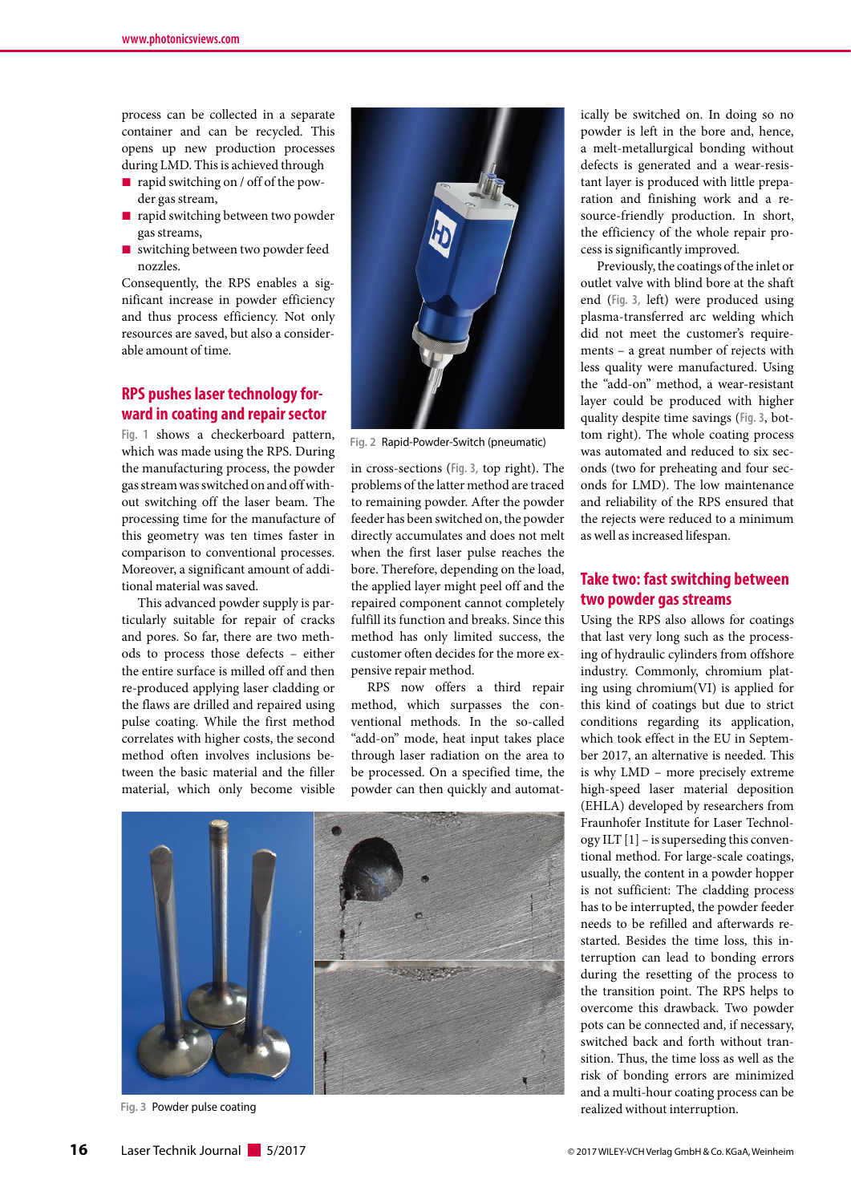process can be collected in a separate container and can be recycled. This opens up new production processes during LMD. This is achieved through

- rapid switching on / off of the powder gas stream,
- rapid switching between two powder gas streams,
- switching between two powder feed nozzles.

Consequently, the RPS enables a significant increase in powder efficiency and thus process efficiency. Not only resources are saved, but also a considerable amount of time.

## RPS pushes laser technology forward in coating and repair sector

Fig. 1 shows a checkerboard pattern, which was made using the RPS. During the manufacturing process, the powder gas stream was switched on and off without switching off the laser beam. The processing time for the manufacture of this geometry was ten times faster in comparison to conventional processes. Moreover, a significant amount of additional material was saved.

This advanced powder supply is particularly suitable for repair of cracks and pores. So far, there are two methods to process those defects – either the entire surface is milled off and then re-produced applying laser cladding or the flaws are drilled and repaired using pulse coating. While the first method correlates with higher costs, the second method often involves inclusions between the basic material and the filler material, which only become visible in cross-sections (Fig. 3, top right). The problems of the latter method are traced to remaining powder. After the powder feeder has been switched on, the powder directly accumulates and does not melt when the first laser pulse reaches the bore. Therefore, depending on the load, the applied layer might peel off and the repaired component cannot completely fulfill its function and breaks. Since this method has only limited success, the customer often decides for the more expensive repair method.

RPS now offers a third repair method, which surpasses the conventional methods. In the so-called "add-on" mode, heat input takes place through laser radiation on the area to be processed. On a specified time, the powder can then quickly and automatically be switched on. In doing so no powder is left in the bore and, hence, a melt-metallurgical bonding without defects is generated and a wear-resistant layer is produced with little preparation and finishing work and a resource-friendly production. In short, the efficiency of the whole repair process is significantly improved.

Fig. 2 Rapid-Powder-Switch (pneumatic)

Previously, the coatings of the inlet or outlet valve with blind bore at the shaft end (Fig. 3, left) were produced using plasma-transferred arc welding which did not meet the customer's requirements – a great number of rejects with less quality were manufactured. Using the "add-on" method, a wear-resistant layer could be produced with higher quality despite time savings (Fig. 3, bottom right). The whole coating process was automated and reduced to six seconds (two for preheating and four seconds for LMD). The low maintenance and reliability of the RPS ensured that the rejects were reduced to a minimum as well as increased lifespan.

Fig. 3 Powder pulse coating

## Take two: fast switching between two powder gas streams

Using the RPS also allows for coatings that last very long such as the processing of hydraulic cylinders from offshore industry. Commonly, chromium plating using chromium(VI) is applied for this kind of coatings but due to strict conditions regarding its application, which took effect in the EU in September 2017, an alternative is needed. This is why LMD – more precisely extreme high-speed laser material deposition (EHLA) developed by researchers from Fraunhofer Institute for Laser Technology ILT [1] – is superseding this conventional method. For large-scale coatings, usually, the content in a powder hopper is not sufficient: The cladding process has to be interrupted, the powder feeder needs to be refilled and afterwards restarted. Besides the time loss, this interruption can lead to bonding errors during the resetting of the process to the transition point. The RPS helps to overcome this drawback. Two powder pots can be connected and, if necessary, switched back and forth without transition. Thus, the time loss as well as the risk of bonding errors are minimized and a multi-hour coating process can be realized without interruption.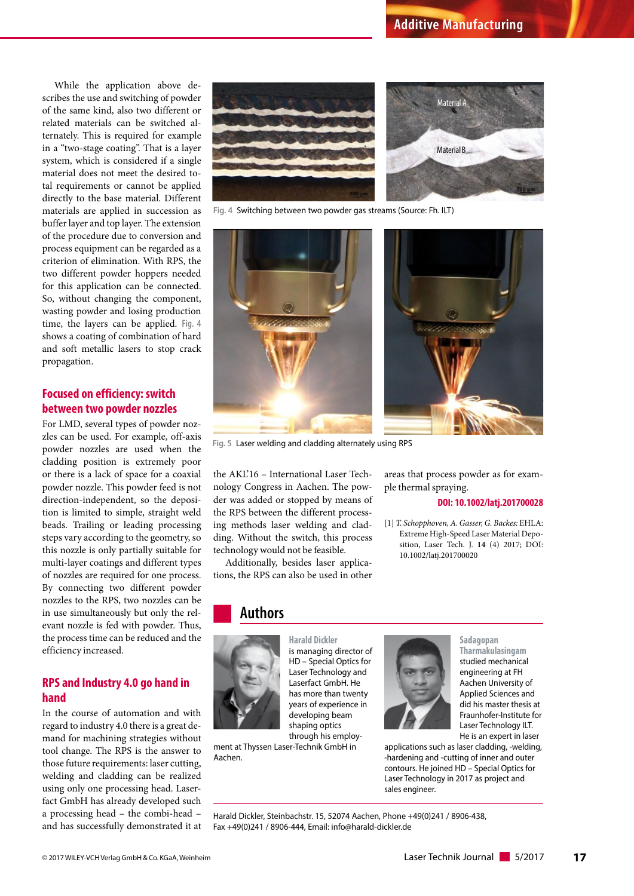While the application above describes the use and switching of powder of the same kind, also two different or related materials can be switched alternately. This is required for example in a "two-stage coating". That is a layer system, which is considered if a single material does not meet the desired total requirements or cannot be applied directly to the base material. Different materials are applied in succession as buffer layer and top layer. The extension of the procedure due to conversion and process equipment can be regarded as a criterion of elimination. With RPS, the two different powder hoppers needed for this application can be connected. So, without changing the component, wasting powder and losing production time, the layers can be applied. Fig. 4 shows a coating of combination of hard and soft metallic lasers to stop crack propagation.

Material A

Material B

Fig. 4 Switching between two powder gas streams (Source: Fh. ILT)

## Focused on efficiency: switch between two powder nozzles

For LMD, several types of powder nozzles can be used. For example, off-axis powder nozzles are used when the cladding position is extremely poor or there is a lack of space for a coaxial powder nozzle. This powder feed is not direction-independent, so the deposition is limited to simple, straight weld beads. Trailing or leading processing steps vary according to the geometry, so this nozzle is only partially suitable for multi-layer coatings and different types of nozzles are required for one process. By connecting two different powder nozzles to the RPS, two nozzles can be in use simultaneously but only the relevant nozzle is fed with powder. Thus, the process time can be reduced and the efficiency increased.

Fig. 5 Laser welding and cladding alternately using RPS

## RPS and Industry 4.0 go hand in hand

In the course of automation and with regard to industry 4.0 there is a great demand for machining strategies without tool change. The RPS is the answer to those future requirements: laser cutting, welding and cladding can be realized using only one processing head. Laserfact GmbH has already developed such a processing head – the combi-head – and has successfully demonstrated it at the AKL'16 – International Laser Technology Congress in Aachen. The powder was added or stopped by means of the RPS between the different processing methods laser welding and cladding. Without the switch, this process technology would not be feasible.

Additionally, besides laser applications, the RPS can also be used in other areas that process powder as for example thermal spraying.

**DOI: 10.1002/latj.201700028**

[1] *T. Schopphoven, A. Gasser, G. Backes:* EHLA: Extreme High-Speed Laser Material Deposition, Laser Tech. J. **14** (4) 2017; DOI: 10.1002/latj.201700020

## Authors

**Harald Dickler** is managing director of HD – Special Optics for Laser Technology and Laserfact GmbH. He has more than twenty years of experience in developing beam shaping optics through his employment at Thyssen Laser-Technik GmbH in Aachen.

**Sadagopan Tharmakulasingam** studied mechanical engineering at FH Aachen University of Applied Sciences and did his master thesis at Fraunhofer-Institute for Laser Technology ILT. He is an expert in laser applications such as laser cladding, -welding, -hardening and -cutting of inner and outer contours. He joined HD – Special Optics for Laser Technology in 2017 as project and sales engineer.

Harald Dickler, Steinbachstr. 15, 52074 Aachen, Phone +49(0)241 / 8906-438, Fax +49(0)241 / 8906-444, Email: info@harald-dickler.de